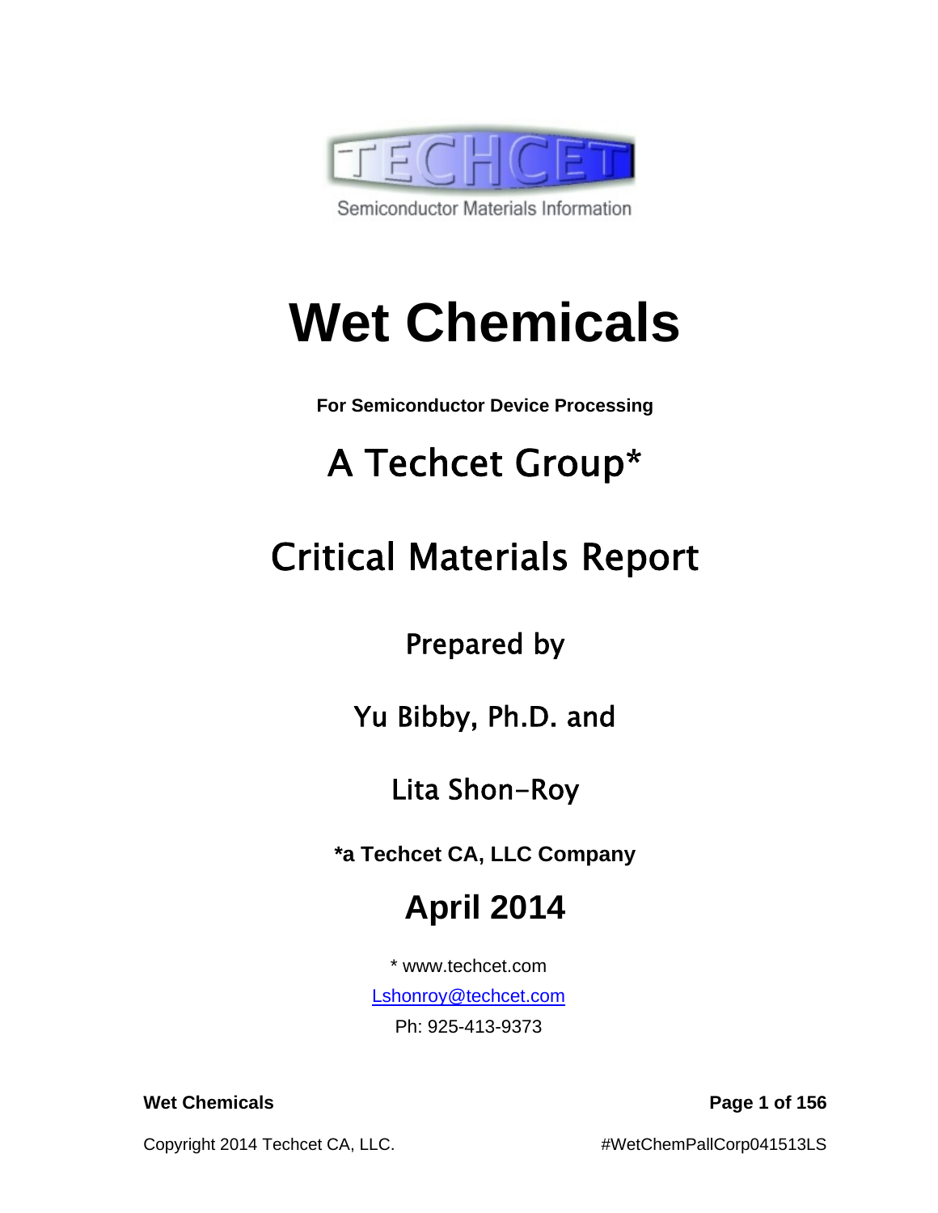TECHCET

Semiconductor Materials Information

# Wet Chemicals

**For Semiconductor Device Processing**

## A Techcet Group*

## Critical Materials Report

### Prepared by

### Yu Bibby, Ph.D. and

### Lita Shon-Roy

***a Techcet CA, LLC Company**

## April 2014

* www.techcet.com

Lshonroy@techcet.com

Ph: 925-413-9373

Copyright 2014 Techcet CA, LLC. #WetChemPallCorp041513LS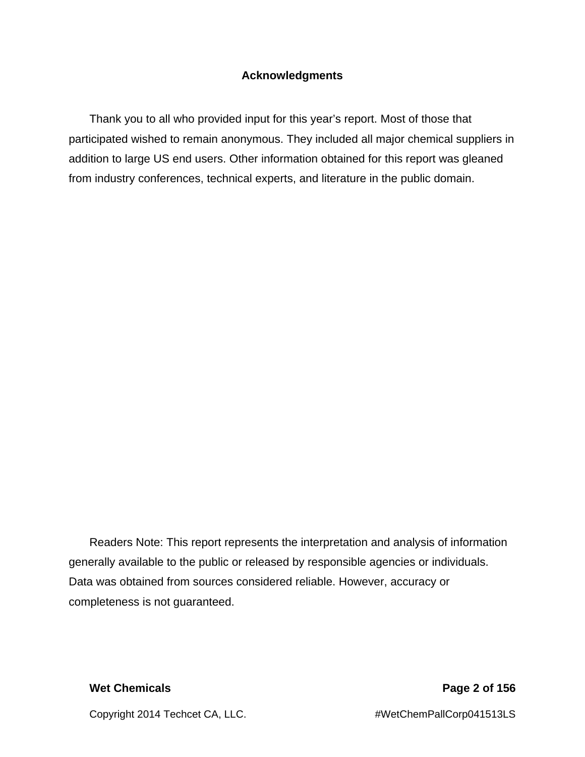## Acknowledgments

Thank you to all who provided input for this year's report. Most of those that participated wished to remain anonymous. They included all major chemical suppliers in addition to large US end users. Other information obtained for this report was gleaned from industry conferences, technical experts, and literature in the public domain.

Readers Note: This report represents the interpretation and analysis of information generally available to the public or released by responsible agencies or individuals. Data was obtained from sources considered reliable. However, accuracy or completeness is not guaranteed.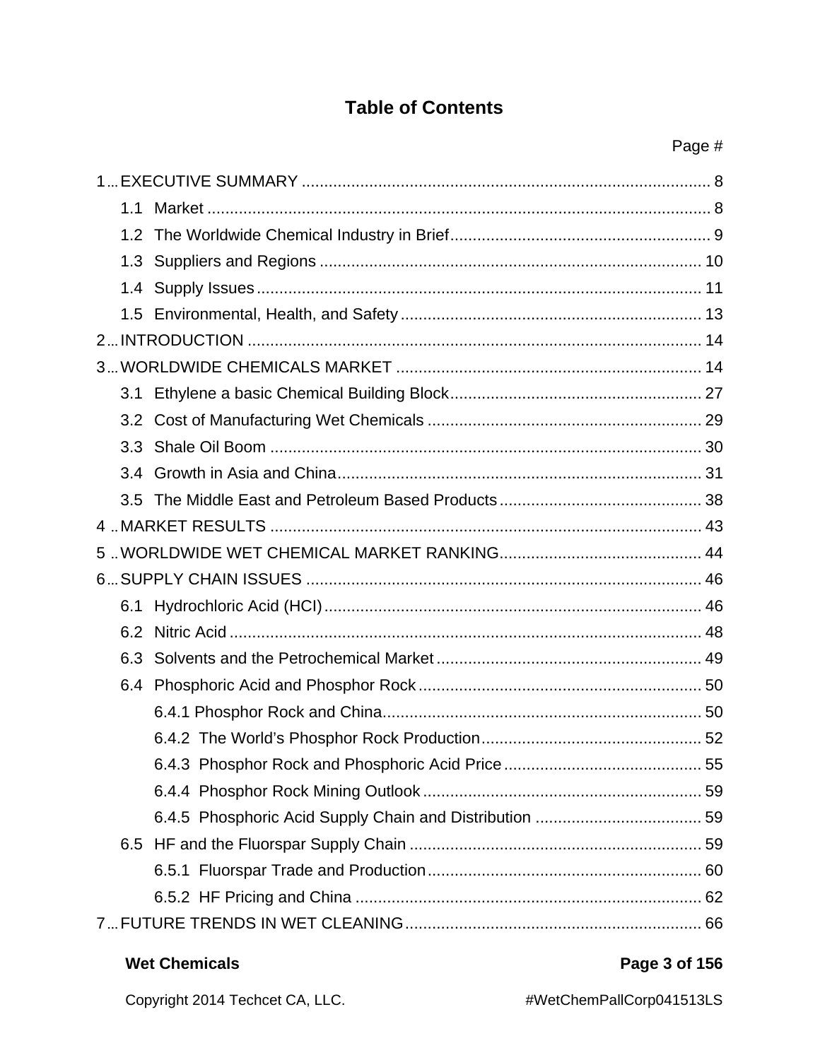# Table of Contents

Page #

1 EXECUTIVE SUMMARY ..... 8

1.1 Market ..... 8

1.2 The Worldwide Chemical Industry in Brief ..... 9

1.3 Suppliers and Regions ..... 10

1.4 Supply Issues ..... 11

1.5 Environmental, Health, and Safety ..... 13

2 INTRODUCTION ..... 14

3 WORLDWIDE CHEMICALS MARKET ..... 14

3.1 Ethylene a basic Chemical Building Block ..... 27

3.2 Cost of Manufacturing Wet Chemicals ..... 29

3.3 Shale Oil Boom ..... 30

3.4 Growth in Asia and China ..... 31

3.5 The Middle East and Petroleum Based Products ..... 38

4 MARKET RESULTS ..... 43

5 WORLDWIDE WET CHEMICAL MARKET RANKING ..... 44

6 SUPPLY CHAIN ISSUES ..... 46

6.1 Hydrochloric Acid (HCl) ..... 46

6.2 Nitric Acid ..... 48

6.3 Solvents and the Petrochemical Market ..... 49

6.4 Phosphoric Acid and Phosphor Rock ..... 50

6.4.1 Phosphor Rock and China ..... 50

6.4.2 The World's Phosphor Rock Production ..... 52

6.4.3 Phosphor Rock and Phosphoric Acid Price ..... 55

6.4.4 Phosphor Rock Mining Outlook ..... 59

6.4.5 Phosphoric Acid Supply Chain and Distribution ..... 59

6.5 HF and the Fluorspar Supply Chain ..... 59

6.5.1 Fluorspar Trade and Production ..... 60

6.5.2 HF Pricing and China ..... 62

7 FUTURE TRENDS IN WET CLEANING ..... 66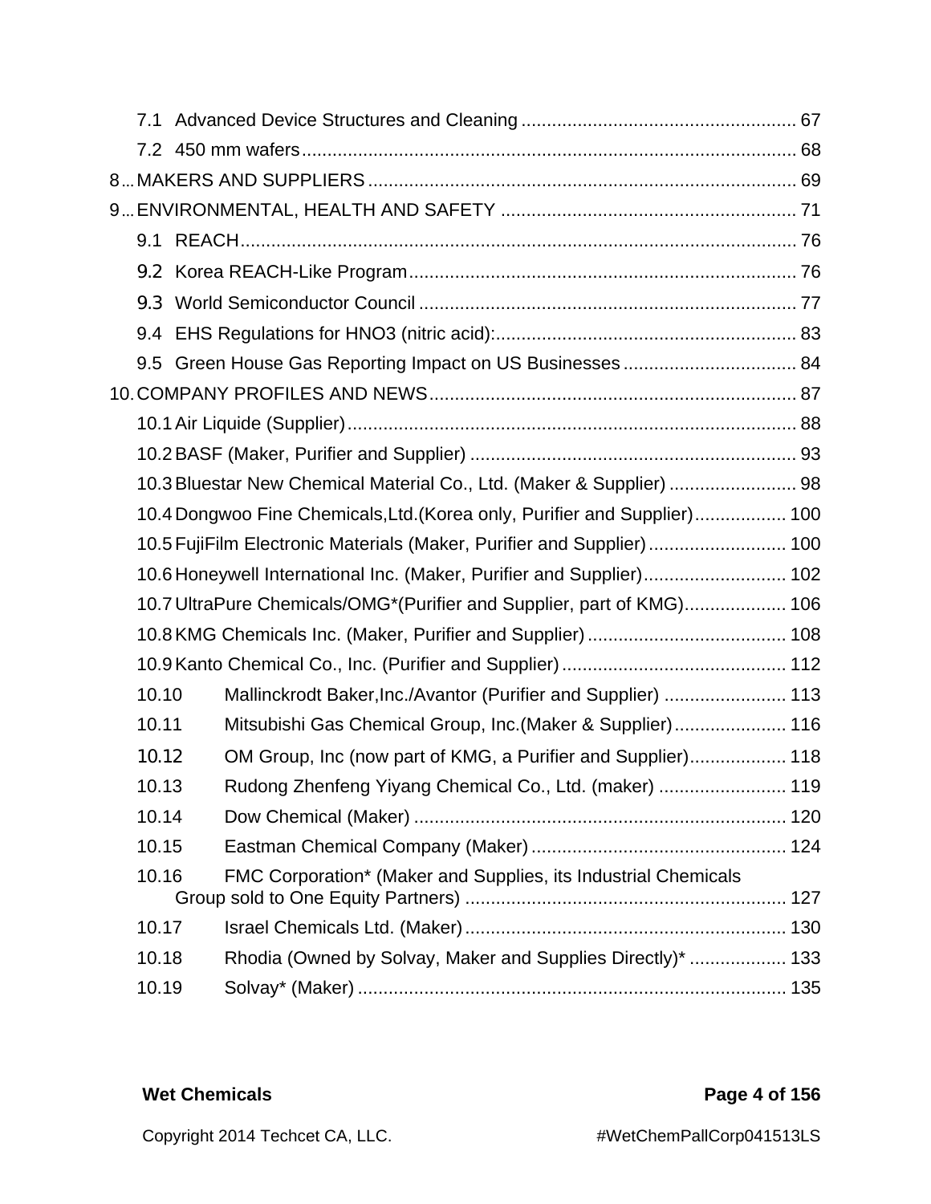7.1 Advanced Device Structures and Cleaning ..................................................... 67

7.2 450 mm wafers................................................................................................ 68

8 MAKERS AND SUPPLIERS ................................................................................... 69

9 ENVIRONMENTAL, HEALTH AND SAFETY ......................................................... 71

9.1 REACH............................................................................................................ 76

9.2 Korea REACH-Like Program........................................................................... 76

9.3 World Semiconductor Council ......................................................................... 77

9.4 EHS Regulations for HNO3 (nitric acid):.......................................................... 83

9.5 Green House Gas Reporting Impact on US Businesses .................................. 84

10. COMPANY PROFILES AND NEWS...................................................................... 87

10.1 Air Liquide (Supplier)....................................................................................... 88

10.2 BASF (Maker, Purifier and Supplier) ............................................................... 93

10.3 Bluestar New Chemical Material Co., Ltd. (Maker & Supplier) ......................... 98

10.4 Dongwoo Fine Chemicals,Ltd.(Korea only, Purifier and Supplier)................. 100

10.5 FujiFilm Electronic Materials (Maker, Purifier and Supplier)........................... 100

10.6 Honeywell International Inc. (Maker, Purifier and Supplier)............................ 102

10.7 UltraPure Chemicals/OMG*(Purifier and Supplier, part of KMG)................... 106

10.8 KMG Chemicals Inc. (Maker, Purifier and Supplier)....................................... 108

10.9 Kanto Chemical Co., Inc. (Purifier and Supplier)............................................ 112

10.10 Mallinckrodt Baker,Inc./Avantor (Purifier and Supplier) ........................ 113

10.11 Mitsubishi Gas Chemical Group, Inc.(Maker & Supplier)...................... 116

10.12 OM Group, Inc (now part of KMG, a Purifier and Supplier)................... 118

10.13 Rudong Zhenfeng Yiyang Chemical Co., Ltd. (maker) ......................... 119

10.14 Dow Chemical (Maker) ......................................................................... 120

10.15 Eastman Chemical Company (Maker).................................................. 124

10.16 FMC Corporation* (Maker and Supplies, its Industrial Chemicals Group sold to One Equity Partners) ............................................................... 127

10.17 Israel Chemicals Ltd. (Maker)............................................................... 130

10.18 Rhodia (Owned by Solvay, Maker and Supplies Directly)* ................... 133

10.19 Solvay* (Maker) .................................................................................... 135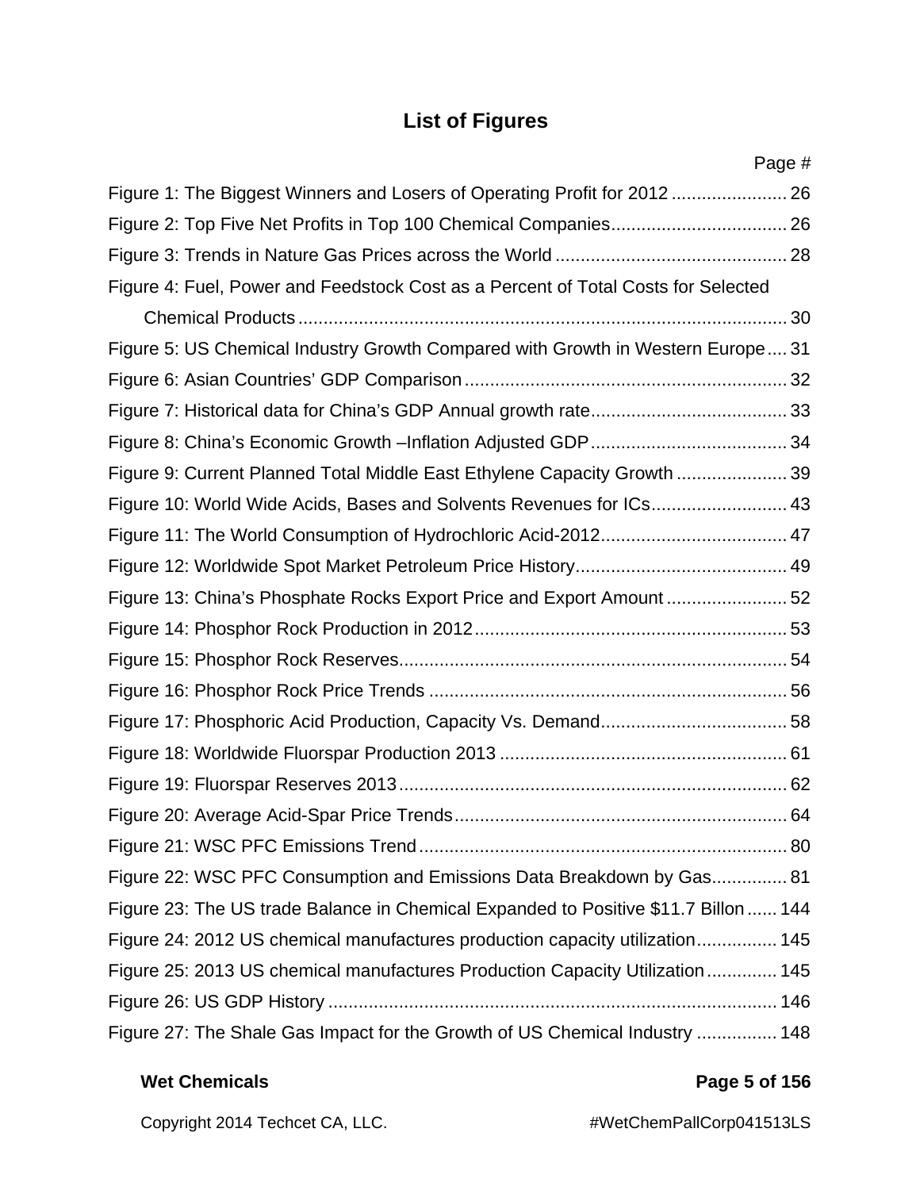## List of Figures

Page #

Figure 1: The Biggest Winners and Losers of Operating Profit for 2012 ....................... 26
Figure 2: Top Five Net Profits in Top 100 Chemical Companies................................... 26
Figure 3: Trends in Nature Gas Prices across the World .............................................. 28
Figure 4: Fuel, Power and Feedstock Cost as a Percent of Total Costs for Selected Chemical Products ................................................................................................. 30
Figure 5: US Chemical Industry Growth Compared with Growth in Western Europe.... 31
Figure 6: Asian Countries' GDP Comparison ................................................................ 32
Figure 7: Historical data for China's GDP Annual growth rate....................................... 33
Figure 8: China's Economic Growth –Inflation Adjusted GDP....................................... 34
Figure 9: Current Planned Total Middle East Ethylene Capacity Growth ...................... 39
Figure 10: World Wide Acids, Bases and Solvents Revenues for ICs........................... 43
Figure 11: The World Consumption of Hydrochloric Acid-2012..................................... 47
Figure 12: Worldwide Spot Market Petroleum Price History.......................................... 49
Figure 13: China's Phosphate Rocks Export Price and Export Amount ........................ 52
Figure 14: Phosphor Rock Production in 2012.............................................................. 53
Figure 15: Phosphor Rock Reserves............................................................................. 54
Figure 16: Phosphor Rock Price Trends ....................................................................... 56
Figure 17: Phosphoric Acid Production, Capacity Vs. Demand..................................... 58
Figure 18: Worldwide Fluorspar Production 2013 ......................................................... 61
Figure 19: Fluorspar Reserves 2013............................................................................. 62
Figure 20: Average Acid-Spar Price Trends.................................................................. 64
Figure 21: WSC PFC Emissions Trend......................................................................... 80
Figure 22: WSC PFC Consumption and Emissions Data Breakdown by Gas............... 81
Figure 23: The US trade Balance in Chemical Expanded to Positive $11.7 Billon ...... 144
Figure 24: 2012 US chemical manufactures production capacity utilization................ 145
Figure 25: 2013 US chemical manufactures Production Capacity Utilization.............. 145
Figure 26: US GDP History ......................................................................................... 146
Figure 27: The Shale Gas Impact for the Growth of US Chemical Industry ................ 148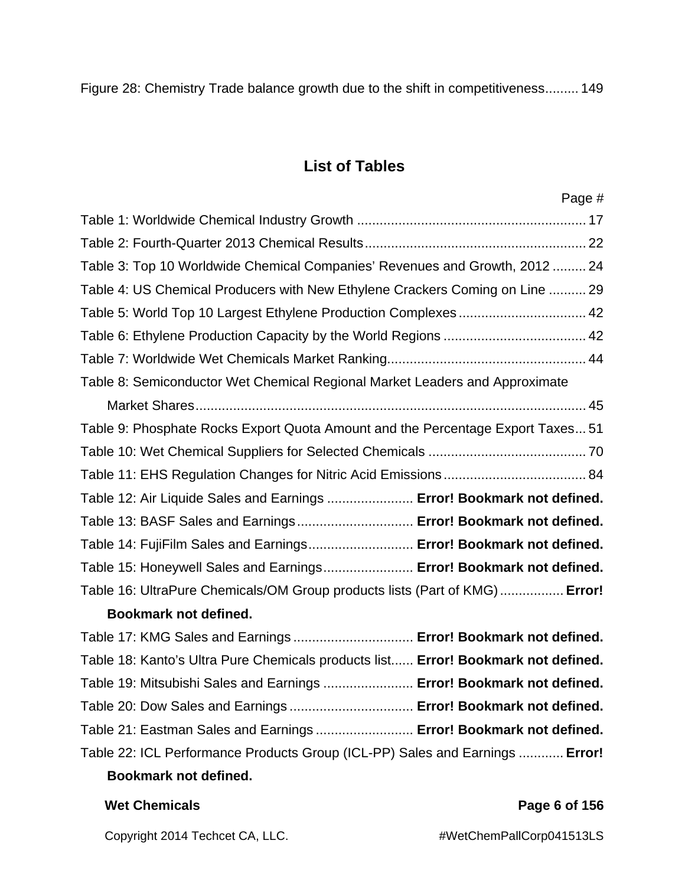Figure 28: Chemistry Trade balance growth due to the shift in competitiveness......... 149

## List of Tables

Page #

Table 1: Worldwide Chemical Industry Growth ............................................................ 17

Table 2: Fourth-Quarter 2013 Chemical Results.......................................................... 22

Table 3: Top 10 Worldwide Chemical Companies' Revenues and Growth, 2012 ......... 24

Table 4: US Chemical Producers with New Ethylene Crackers Coming on Line .......... 29

Table 5: World Top 10 Largest Ethylene Production Complexes .................................. 42

Table 6: Ethylene Production Capacity by the World Regions ...................................... 42

Table 7: Worldwide Wet Chemicals Market Ranking..................................................... 44

Table 8: Semiconductor Wet Chemical Regional Market Leaders and Approximate Market Shares....................................................................................................... 45

Table 9: Phosphate Rocks Export Quota Amount and the Percentage Export Taxes... 51

Table 10: Wet Chemical Suppliers for Selected Chemicals .......................................... 70

Table 11: EHS Regulation Changes for Nitric Acid Emissions...................................... 84

Table 12: Air Liquide Sales and Earnings ....................... **Error! Bookmark not defined.**

Table 13: BASF Sales and Earnings............................... **Error! Bookmark not defined.**

Table 14: FujiFilm Sales and Earnings............................ **Error! Bookmark not defined.**

Table 15: Honeywell Sales and Earnings........................ **Error! Bookmark not defined.**

Table 16: UltraPure Chemicals/OM Group products lists (Part of KMG) ................. **Error! Bookmark not defined.**

Table 17: KMG Sales and Earnings ................................ **Error! Bookmark not defined.**

Table 18: Kanto's Ultra Pure Chemicals products list...... **Error! Bookmark not defined.**

Table 19: Mitsubishi Sales and Earnings ........................ **Error! Bookmark not defined.**

Table 20: Dow Sales and Earnings ................................. **Error! Bookmark not defined.**

Table 21: Eastman Sales and Earnings .......................... **Error! Bookmark not defined.**

Table 22: ICL Performance Products Group (ICL-PP) Sales and Earnings ............ **Error! Bookmark not defined.**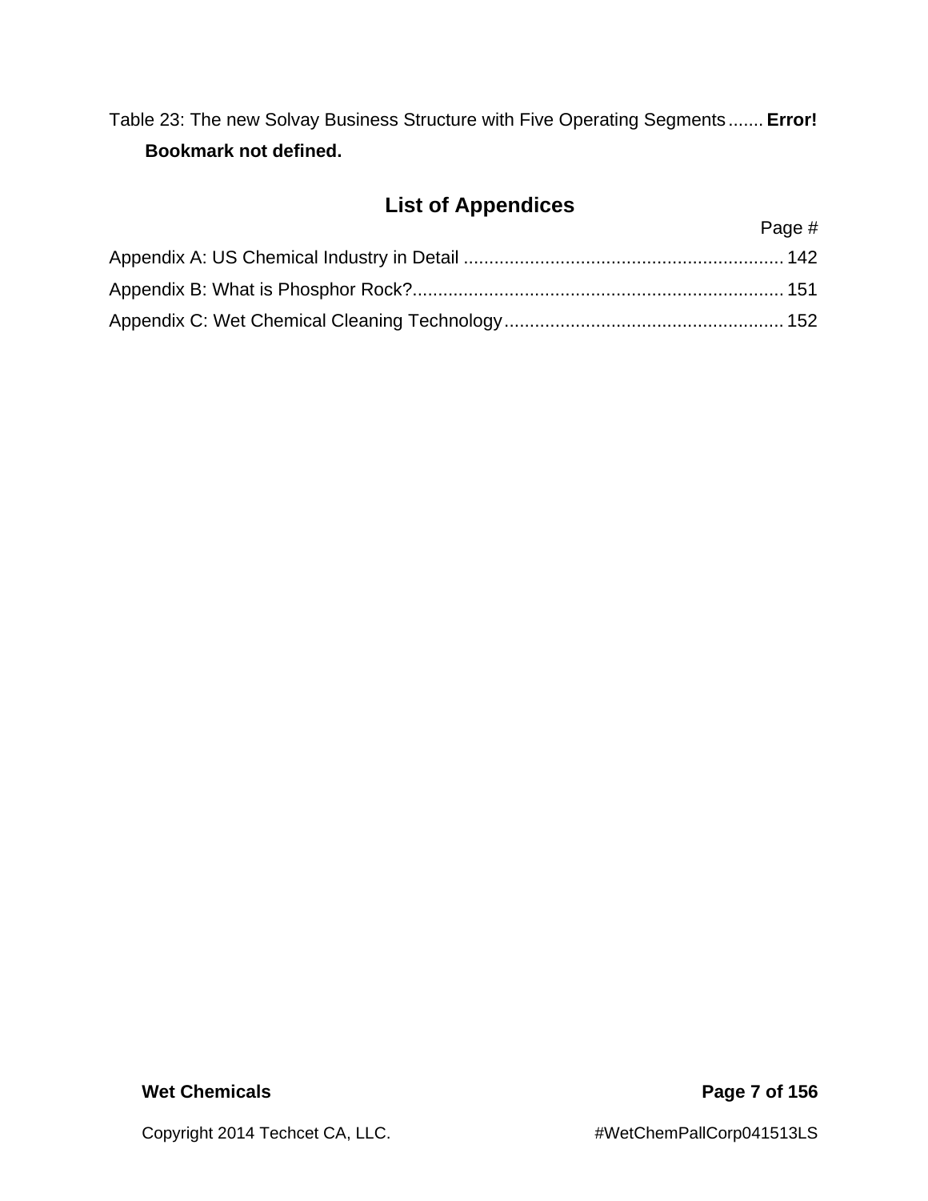Table 23: The new Solvay Business Structure with Five Operating Segments ....... **Error! Bookmark not defined.**

## List of Appendices

Page #

Appendix A: US Chemical Industry in Detail .............................................................. 142

Appendix B: What is Phosphor Rock?........................................................................ 151

Appendix C: Wet Chemical Cleaning Technology...................................................... 152